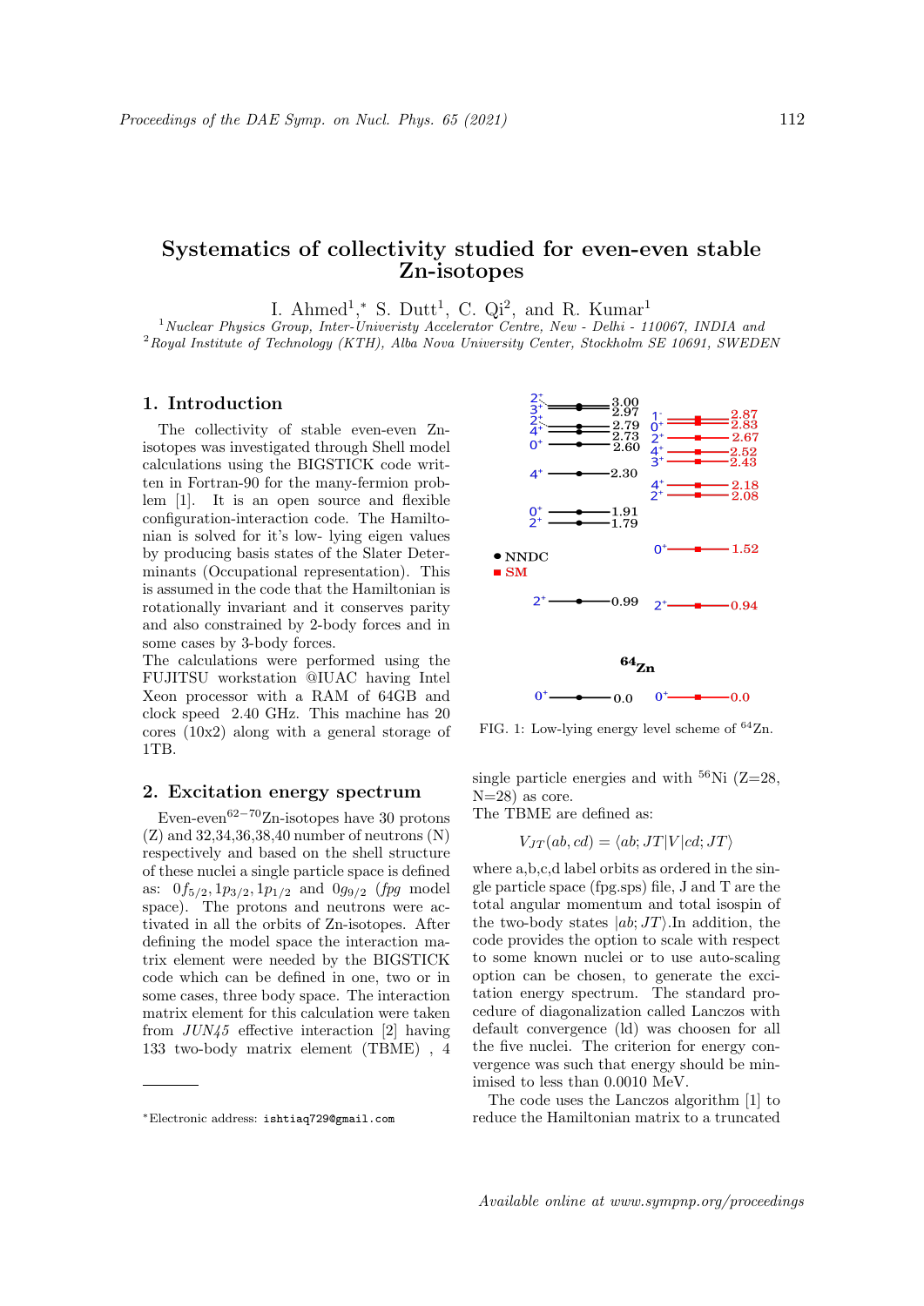# Systematics of collectivity studied for even-even stable Zn-isotopes

I. Ahmed[1],* S. Dutt[1], C. Qi[2], and R. Kumar[1]

[1] *Nuclear Physics Group, Inter-Univeristy Accelerator Centre, New - Delhi - 110067, INDIA and*
[2] *Royal Institute of Technology (KTH), Alba Nova University Center, Stockholm SE 10691, SWEDEN*

## 1. Introduction

The collectivity of stable even-even Zn-isotopes was investigated through Shell model calculations using the BIGSTICK code written in Fortran-90 for the many-fermion problem [1]. It is an open source and flexible configuration-interaction code. The Hamiltonian is solved for it's low- lying eigen values by producing basis states of the Slater Determinants (Occupational representation). This is assumed in the code that the Hamiltonian is rotationally invariant and it conserves parity and also constrained by 2-body forces and in some cases by 3-body forces.
The calculations were performed using the FUJITSU workstation @IUAC having Intel Xeon processor with a RAM of 64GB and clock speed 2.40 GHz. This machine has 20 cores (10x2) along with a general storage of 1TB.

## 2. Excitation energy spectrum

Even-even$^{62-70}$Zn-isotopes have 30 protons (Z) and 32,34,36,38,40 number of neutrons (N) respectively and based on the shell structure of these nuclei a single particle space is defined as: $0f_{5/2}, 1p_{3/2}, 1p_{1/2}$ and $0g_{9/2}$ (*fpg* model space). The protons and neutrons were activated in all the orbits of Zn-isotopes. After defining the model space the interaction matrix element were needed by the BIGSTICK code which can be defined in one, two or in some cases, three body space. The interaction matrix element for this calculation were taken from *JUN45* effective interaction [2] having 133 two-body matrix element (TBME) , 4 single particle energies and with $^{56}$Ni (Z=28, N=28) as core.
The TBME are defined as:

$$V_{JT}(ab, cd) = \langle ab; JT|V|cd; JT\rangle$$

where a,b,c,d label orbits as ordered in the single particle space (fpg.sps) file, J and T are the total angular momentum and total isospin of the two-body states $|ab; JT\rangle$.In addition, the code provides the option to scale with respect to some known nuclei or to use auto-scaling option can be chosen, to generate the excitation energy spectrum. The standard procedure of diagonalization called Lanczos with default convergence (ld) was choosen for all the five nuclei. The criterion for energy convergence was such that energy should be minimised to less than 0.0010 MeV.

The code uses the Lanczos algorithm [1] to reduce the Hamiltonian matrix to a truncated

FIG. 1: Low-lying energy level scheme of $^{64}$Zn.

*Electronic address: ishtiaq729@gmail.com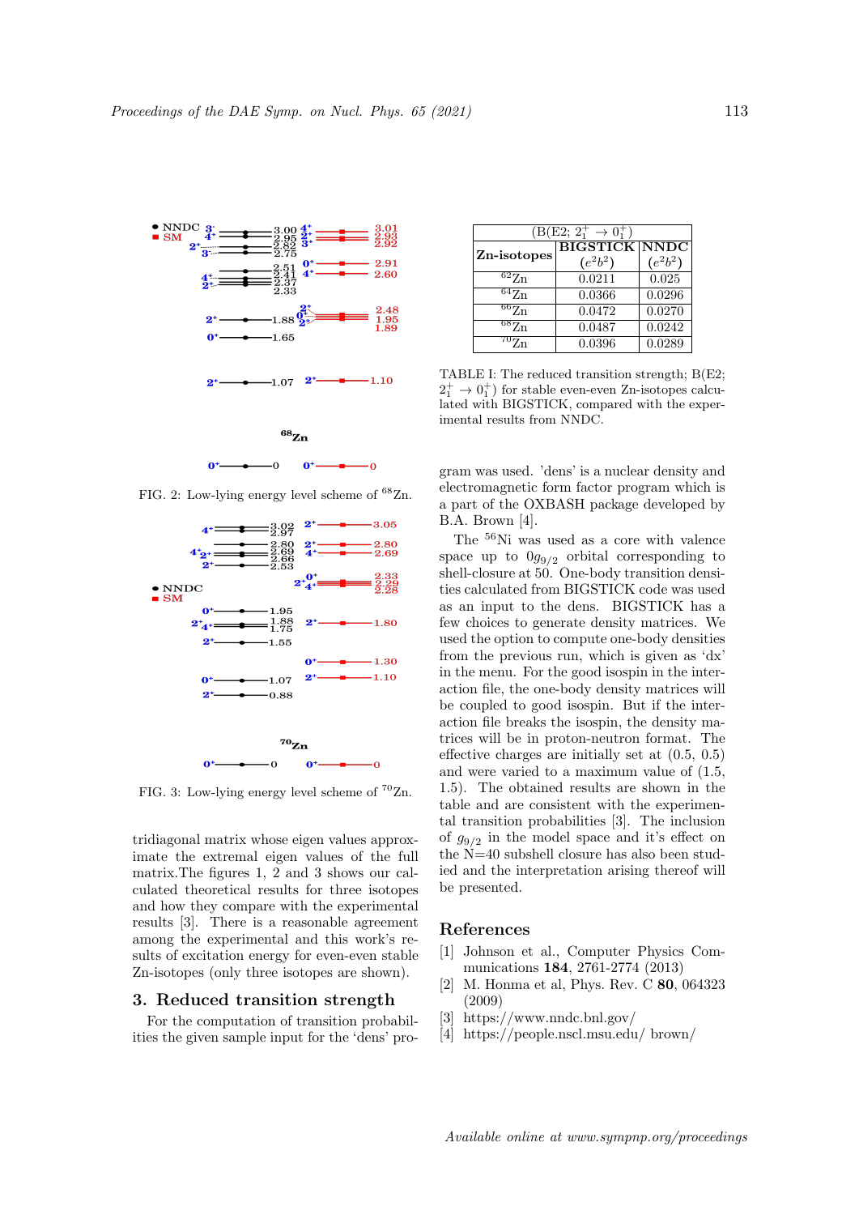NNDC
SM

3⁻ 4⁺ 3.00 2.95 4⁺ 2⁺ 3⁺ 3.01 2.93 2.92
2⁺ 3⁻ 2.82 2.75
2.51 0⁺ 2.91
4⁺ 2⁺ 2.41 2.37 2.33 4⁺ 2.60
2⁺ 0⁺ 2⁺ 2.48 1.95 1.89
2⁺ 1.88
0⁺ 1.65
2⁺ 1.07 2⁺ 1.10
$^{68}$Zn
0⁺ 0 0⁺ 0

FIG. 2: Low-lying energy level scheme of $^{68}$Zn.

4⁺ 3.02 2.97 2⁺ 3.05
4⁺ 2⁺ 2⁺ 2.80 2.69 2.66 2.53 2⁺ 4⁺ 2.80 2.69
NNDC
SM
2⁺ 0⁺ 4⁺ 2.33 2.29 2.28
0⁺ 1.95
2⁺ 4⁺ 1.88 1.75 2⁺ 1.80
2⁺ 1.55
0⁺ 1.30
0⁺ 1.07 2⁺ 1.10
2⁺ 0.88
$^{70}$Zn
0⁺ 0 0⁺ 0

FIG. 3: Low-lying energy level scheme of $^{70}$Zn.

tridiagonal matrix whose eigen values approximate the extremal eigen values of the full matrix.The figures 1, 2 and 3 shows our calculated theoretical results for three isotopes and how they compare with the experimental results [3]. There is a reasonable agreement among the experimental and this work's results of excitation energy for even-even stable Zn-isotopes (only three isotopes are shown).

## 3. Reduced transition strength

For the computation of transition probabilities the given sample input for the 'dens' program was used. 'dens' is a nuclear density and electromagnetic form factor program which is a part of the OXBASH package developed by B.A. Brown [4].

The $^{56}$Ni was used as a core with valence space up to $0g_{9/2}$ orbital corresponding to shell-closure at 50. One-body transition densities calculated from BIGSTICK code was used as an input to the dens. BIGSTICK has a few choices to generate density matrices. We used the option to compute one-body densities from the previous run, which is given as 'dx' in the menu. For the good isospin in the interaction file, the one-body density matrices will be coupled to good isospin. But if the interaction file breaks the isospin, the density matrices will be in proton-neutron format. The effective charges are initially set at (0.5, 0.5) and were varied to a maximum value of (1.5, 1.5). The obtained results are shown in the table and are consistent with the experimental transition probabilities [3]. The inclusion of $g_{9/2}$ in the model space and it's effect on the N=40 subshell closure has also been studied and the interpretation arising thereof will be presented.

| (B(E2; $2_1^+ \rightarrow 0_1^+$) | | |
|---|---|---|
| **Zn-isotopes** | **BIGSTICK** ($e^2b^2$) | **NNDC** ($e^2b^2$) |
| $^{62}$Zn | 0.0211 | 0.025 |
| $^{64}$Zn | 0.0366 | 0.0296 |
| $^{66}$Zn | 0.0472 | 0.0270 |
| $^{68}$Zn | 0.0487 | 0.0242 |
| $^{70}$Zn | 0.0396 | 0.0289 |

TABLE I: The reduced transition strength; B(E2; $2_1^+ \rightarrow 0_1^+$) for stable even-even Zn-isotopes calculated with BIGSTICK, compared with the experimental results from NNDC.

## References

[1] Johnson et al., Computer Physics Communications **184**, 2761-2774 (2013)

[2] M. Honma et al, Phys. Rev. C **80**, 064323 (2009)

[3] https://www.nndc.bnl.gov/

[4] https://people.nscl.msu.edu/ brown/